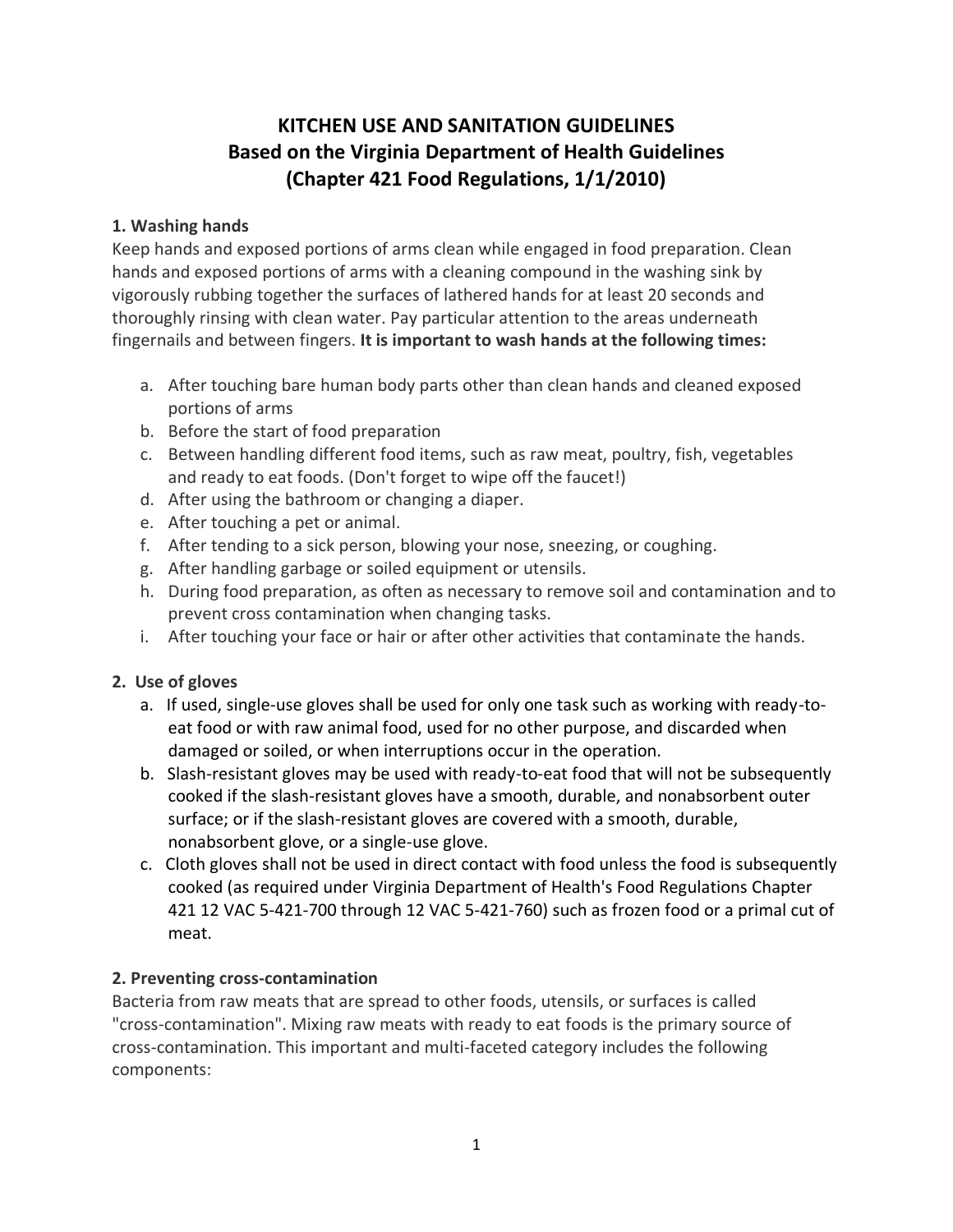# KITCHEN USE AND SANITATION GUIDELINES
# Based on the Virginia Department of Health Guidelines
# (Chapter 421 Food Regulations, 1/1/2010)

### 1. Washing hands

Keep hands and exposed portions of arms clean while engaged in food preparation. Clean hands and exposed portions of arms with a cleaning compound in the washing sink by vigorously rubbing together the surfaces of lathered hands for at least 20 seconds and thoroughly rinsing with clean water. Pay particular attention to the areas underneath fingernails and between fingers. **It is important to wash hands at the following times:**

a. After touching bare human body parts other than clean hands and cleaned exposed portions of arms
b. Before the start of food preparation
c. Between handling different food items, such as raw meat, poultry, fish, vegetables and ready to eat foods. (Don't forget to wipe off the faucet!)
d. After using the bathroom or changing a diaper.
e. After touching a pet or animal.
f. After tending to a sick person, blowing your nose, sneezing, or coughing.
g. After handling garbage or soiled equipment or utensils.
h. During food preparation, as often as necessary to remove soil and contamination and to prevent cross contamination when changing tasks.
i. After touching your face or hair or after other activities that contaminate the hands.

### 2. Use of gloves

a. If used, single-use gloves shall be used for only one task such as working with ready-to-eat food or with raw animal food, used for no other purpose, and discarded when damaged or soiled, or when interruptions occur in the operation.
b. Slash-resistant gloves may be used with ready-to-eat food that will not be subsequently cooked if the slash-resistant gloves have a smooth, durable, and nonabsorbent outer surface; or if the slash-resistant gloves are covered with a smooth, durable, nonabsorbent glove, or a single-use glove.
c. Cloth gloves shall not be used in direct contact with food unless the food is subsequently cooked (as required under Virginia Department of Health's Food Regulations Chapter 421 12 VAC 5-421-700 through 12 VAC 5-421-760) such as frozen food or a primal cut of meat.

### 2. Preventing cross-contamination

Bacteria from raw meats that are spread to other foods, utensils, or surfaces is called "cross-contamination". Mixing raw meats with ready to eat foods is the primary source of cross-contamination. This important and multi-faceted category includes the following components: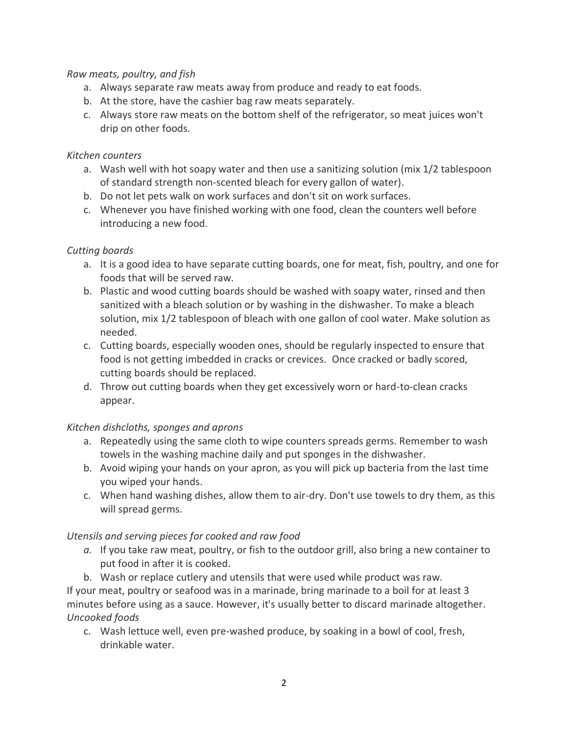*Raw meats, poultry, and fish*

a. Always separate raw meats away from produce and ready to eat foods.
b. At the store, have the cashier bag raw meats separately.
c. Always store raw meats on the bottom shelf of the refrigerator, so meat juices won't drip on other foods.

*Kitchen counters*

a. Wash well with hot soapy water and then use a sanitizing solution (mix 1/2 tablespoon of standard strength non-scented bleach for every gallon of water).
b. Do not let pets walk on work surfaces and don't sit on work surfaces.
c. Whenever you have finished working with one food, clean the counters well before introducing a new food.

*Cutting boards*

a. It is a good idea to have separate cutting boards, one for meat, fish, poultry, and one for foods that will be served raw.
b. Plastic and wood cutting boards should be washed with soapy water, rinsed and then sanitized with a bleach solution or by washing in the dishwasher. To make a bleach solution, mix 1/2 tablespoon of bleach with one gallon of cool water. Make solution as needed.
c. Cutting boards, especially wooden ones, should be regularly inspected to ensure that food is not getting imbedded in cracks or crevices. Once cracked or badly scored, cutting boards should be replaced.
d. Throw out cutting boards when they get excessively worn or hard-to-clean cracks appear.

*Kitchen dishcloths, sponges and aprons*

a. Repeatedly using the same cloth to wipe counters spreads germs. Remember to wash towels in the washing machine daily and put sponges in the dishwasher.
b. Avoid wiping your hands on your apron, as you will pick up bacteria from the last time you wiped your hands.
c. When hand washing dishes, allow them to air-dry. Don't use towels to dry them, as this will spread germs.

*Utensils and serving pieces for cooked and raw food*

a. If you take raw meat, poultry, or fish to the outdoor grill, also bring a new container to put food in after it is cooked.
b. Wash or replace cutlery and utensils that were used while product was raw.

If your meat, poultry or seafood was in a marinade, bring marinade to a boil for at least 3 minutes before using as a sauce. However, it's usually better to discard marinade altogether.

*Uncooked foods*

c. Wash lettuce well, even pre-washed produce, by soaking in a bowl of cool, fresh, drinkable water.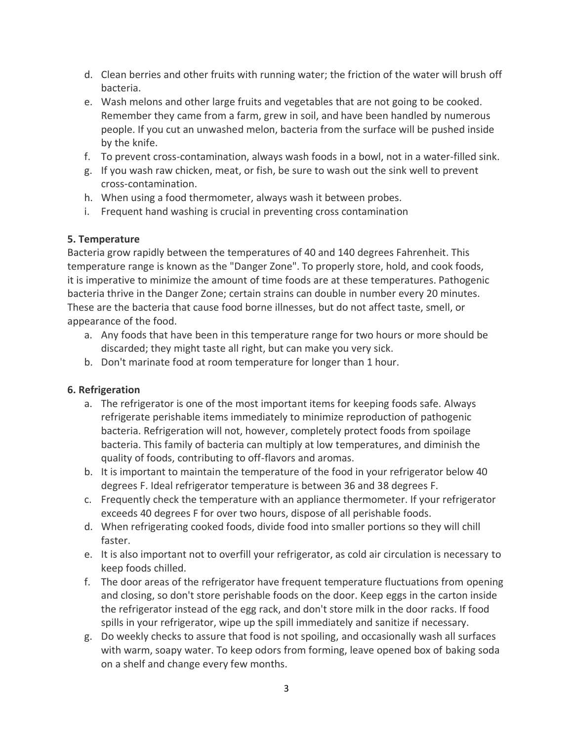d. Clean berries and other fruits with running water; the friction of the water will brush off bacteria.
e. Wash melons and other large fruits and vegetables that are not going to be cooked. Remember they came from a farm, grew in soil, and have been handled by numerous people. If you cut an unwashed melon, bacteria from the surface will be pushed inside by the knife.
f. To prevent cross-contamination, always wash foods in a bowl, not in a water-filled sink.
g. If you wash raw chicken, meat, or fish, be sure to wash out the sink well to prevent cross-contamination.
h. When using a food thermometer, always wash it between probes.
i. Frequent hand washing is crucial in preventing cross contamination

**5. Temperature**

Bacteria grow rapidly between the temperatures of 40 and 140 degrees Fahrenheit. This temperature range is known as the "Danger Zone". To properly store, hold, and cook foods, it is imperative to minimize the amount of time foods are at these temperatures. Pathogenic bacteria thrive in the Danger Zone; certain strains can double in number every 20 minutes. These are the bacteria that cause food borne illnesses, but do not affect taste, smell, or appearance of the food.

a. Any foods that have been in this temperature range for two hours or more should be discarded; they might taste all right, but can make you very sick.
b. Don't marinate food at room temperature for longer than 1 hour.

**6. Refrigeration**

a. The refrigerator is one of the most important items for keeping foods safe. Always refrigerate perishable items immediately to minimize reproduction of pathogenic bacteria. Refrigeration will not, however, completely protect foods from spoilage bacteria. This family of bacteria can multiply at low temperatures, and diminish the quality of foods, contributing to off-flavors and aromas.
b. It is important to maintain the temperature of the food in your refrigerator below 40 degrees F. Ideal refrigerator temperature is between 36 and 38 degrees F.
c. Frequently check the temperature with an appliance thermometer. If your refrigerator exceeds 40 degrees F for over two hours, dispose of all perishable foods.
d. When refrigerating cooked foods, divide food into smaller portions so they will chill faster.
e. It is also important not to overfill your refrigerator, as cold air circulation is necessary to keep foods chilled.
f. The door areas of the refrigerator have frequent temperature fluctuations from opening and closing, so don't store perishable foods on the door. Keep eggs in the carton inside the refrigerator instead of the egg rack, and don't store milk in the door racks. If food spills in your refrigerator, wipe up the spill immediately and sanitize if necessary.
g. Do weekly checks to assure that food is not spoiling, and occasionally wash all surfaces with warm, soapy water. To keep odors from forming, leave opened box of baking soda on a shelf and change every few months.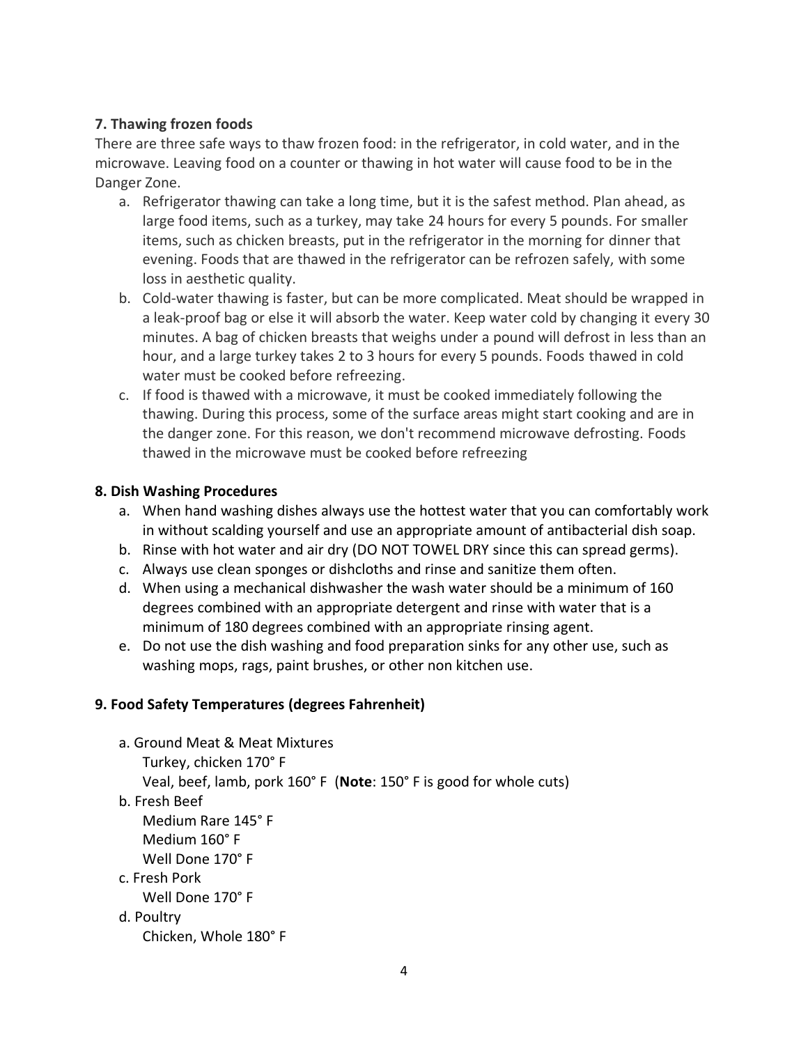**7. Thawing frozen foods**

There are three safe ways to thaw frozen food: in the refrigerator, in cold water, and in the microwave. Leaving food on a counter or thawing in hot water will cause food to be in the Danger Zone.

a. Refrigerator thawing can take a long time, but it is the safest method. Plan ahead, as large food items, such as a turkey, may take 24 hours for every 5 pounds. For smaller items, such as chicken breasts, put in the refrigerator in the morning for dinner that evening. Foods that are thawed in the refrigerator can be refrozen safely, with some loss in aesthetic quality.
b. Cold-water thawing is faster, but can be more complicated. Meat should be wrapped in a leak-proof bag or else it will absorb the water. Keep water cold by changing it every 30 minutes. A bag of chicken breasts that weighs under a pound will defrost in less than an hour, and a large turkey takes 2 to 3 hours for every 5 pounds. Foods thawed in cold water must be cooked before refreezing.
c. If food is thawed with a microwave, it must be cooked immediately following the thawing. During this process, some of the surface areas might start cooking and are in the danger zone. For this reason, we don't recommend microwave defrosting. Foods thawed in the microwave must be cooked before refreezing

**8. Dish Washing Procedures**

a. When hand washing dishes always use the hottest water that you can comfortably work in without scalding yourself and use an appropriate amount of antibacterial dish soap.
b. Rinse with hot water and air dry (DO NOT TOWEL DRY since this can spread germs).
c. Always use clean sponges or dishcloths and rinse and sanitize them often.
d. When using a mechanical dishwasher the wash water should be a minimum of 160 degrees combined with an appropriate detergent and rinse with water that is a minimum of 180 degrees combined with an appropriate rinsing agent.
e. Do not use the dish washing and food preparation sinks for any other use, such as washing mops, rags, paint brushes, or other non kitchen use.

**9. Food Safety Temperatures (degrees Fahrenheit)**

a. Ground Meat & Meat Mixtures
   - Turkey, chicken 170° F
   - Veal, beef, lamb, pork 160° F (**Note**: 150° F is good for whole cuts)

b. Fresh Beef
   - Medium Rare 145° F
   - Medium 160° F
   - Well Done 170° F

c. Fresh Pork
   - Well Done 170° F

d. Poultry
   - Chicken, Whole 180° F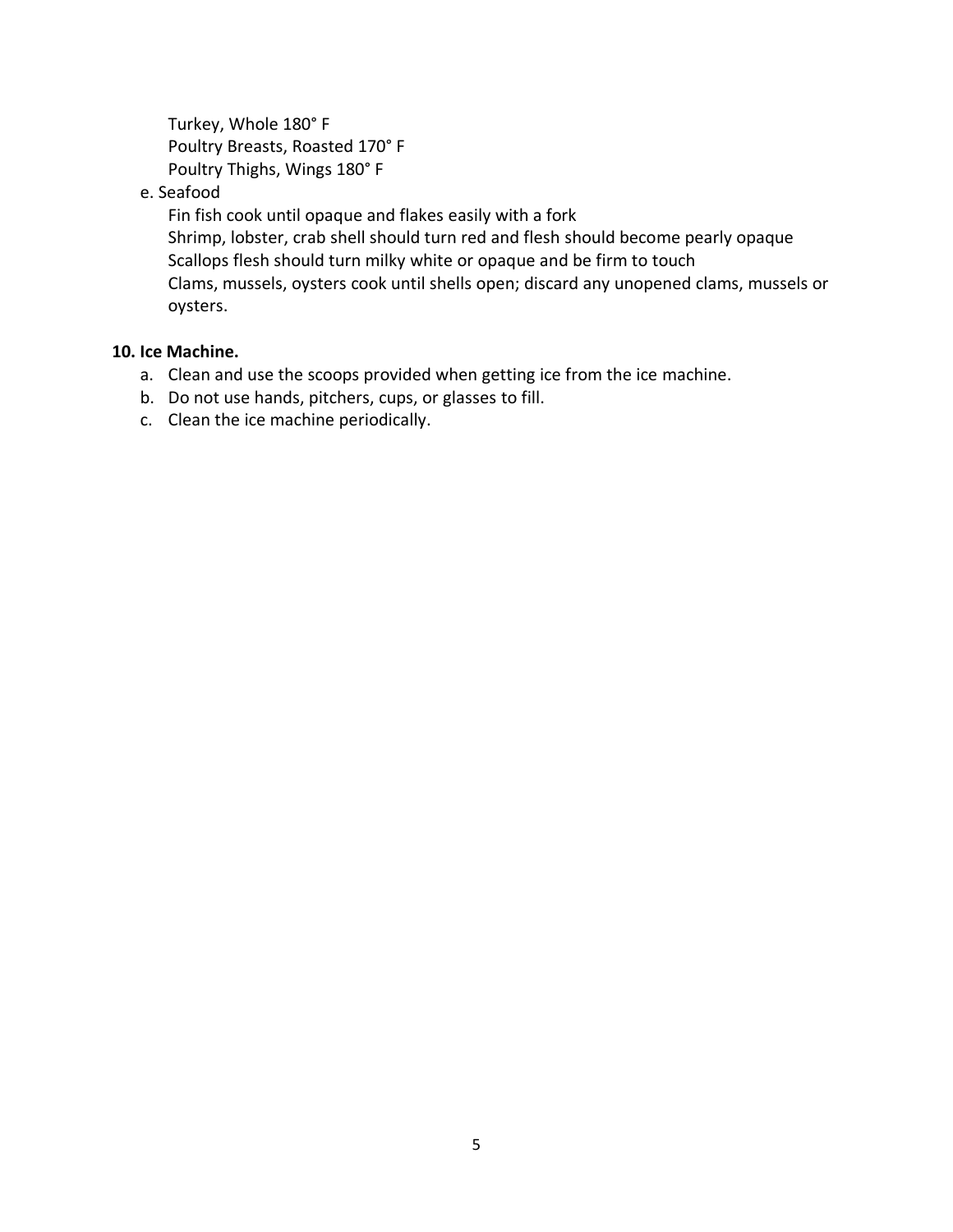Turkey, Whole 180° F
Poultry Breasts, Roasted 170° F
Poultry Thighs, Wings 180° F

e. Seafood

Fin fish cook until opaque and flakes easily with a fork
Shrimp, lobster, crab shell should turn red and flesh should become pearly opaque
Scallops flesh should turn milky white or opaque and be firm to touch
Clams, mussels, oysters cook until shells open; discard any unopened clams, mussels or oysters.

**10. Ice Machine.**

a. Clean and use the scoops provided when getting ice from the ice machine.
b. Do not use hands, pitchers, cups, or glasses to fill.
c. Clean the ice machine periodically.